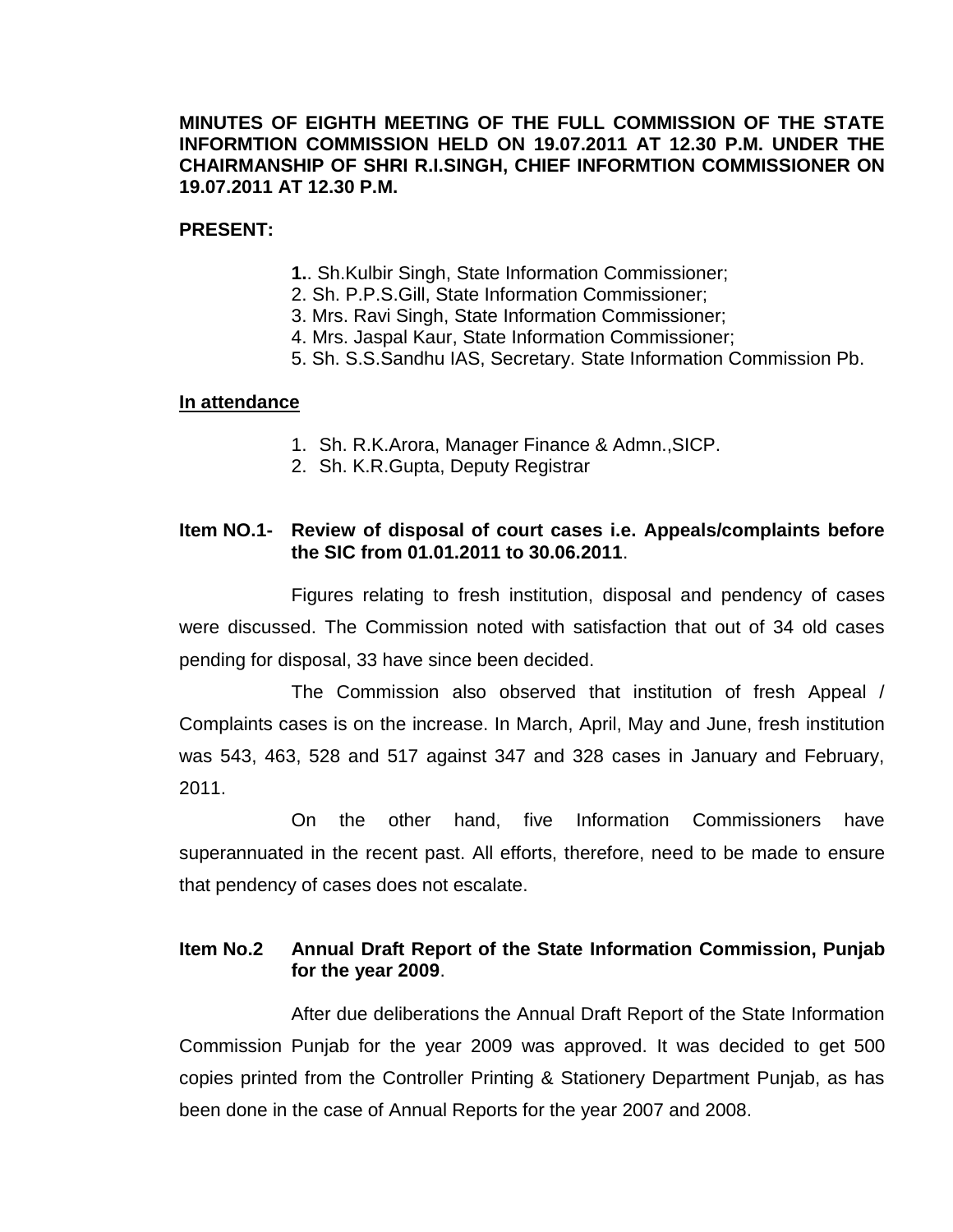**MINUTES OF EIGHTH MEETING OF THE FULL COMMISSION OF THE STATE INFORMTION COMMISSION HELD ON 19.07.2011 AT 12.30 P.M. UNDER THE CHAIRMANSHIP OF SHRI R.I.SINGH, CHIEF INFORMTION COMMISSIONER ON 19.07.2011 AT 12.30 P.M.**

**PRESENT:**

**1.**. Sh.Kulbir Singh, State Information Commissioner;
2. Sh. P.P.S.Gill, State Information Commissioner;
3. Mrs. Ravi Singh, State Information Commissioner;
4. Mrs. Jaspal Kaur, State Information Commissioner;
5. Sh. S.S.Sandhu IAS, Secretary. State Information Commission Pb.

**In attendance**

1. Sh. R.K.Arora, Manager Finance & Admn.,SICP.
2. Sh. K.R.Gupta, Deputy Registrar

**Item NO.1- Review of disposal of court cases i.e. Appeals/complaints before the SIC from 01.01.2011 to 30.06.2011**.

Figures relating to fresh institution, disposal and pendency of cases were discussed. The Commission noted with satisfaction that out of 34 old cases pending for disposal, 33 have since been decided.

The Commission also observed that institution of fresh Appeal / Complaints cases is on the increase. In March, April, May and June, fresh institution was 543, 463, 528 and 517 against 347 and 328 cases in January and February, 2011.

On the other hand, five Information Commissioners have superannuated in the recent past. All efforts, therefore, need to be made to ensure that pendency of cases does not escalate.

**Item No.2 Annual Draft Report of the State Information Commission, Punjab for the year 2009**.

After due deliberations the Annual Draft Report of the State Information Commission Punjab for the year 2009 was approved. It was decided to get 500 copies printed from the Controller Printing & Stationery Department Punjab, as has been done in the case of Annual Reports for the year 2007 and 2008.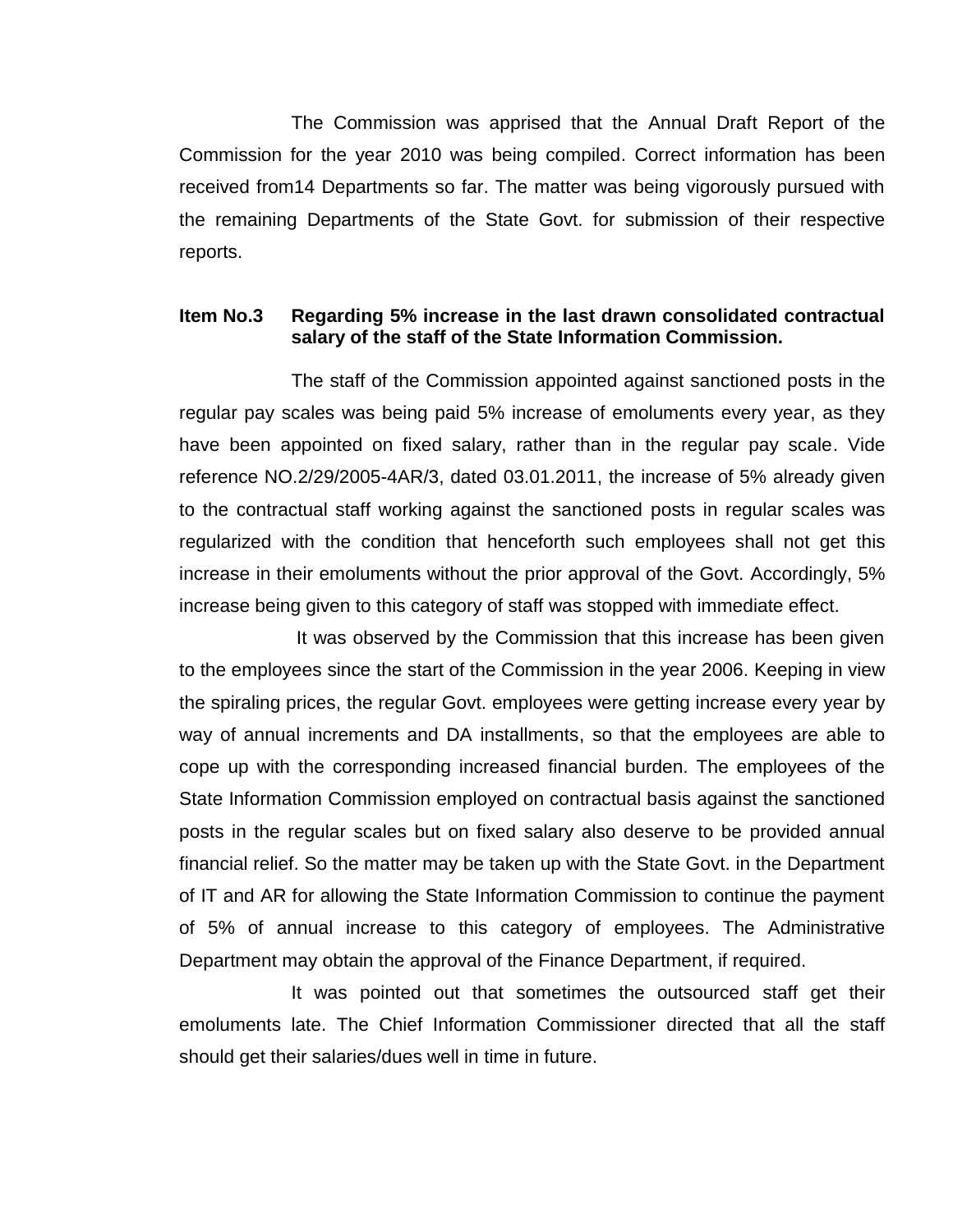The Commission was apprised that the Annual Draft Report of the Commission for the year 2010 was being compiled. Correct information has been received from14 Departments so far. The matter was being vigorously pursued with the remaining Departments of the State Govt. for submission of their respective reports.

**Item No.3 Regarding 5% increase in the last drawn consolidated contractual salary of the staff of the State Information Commission.**

The staff of the Commission appointed against sanctioned posts in the regular pay scales was being paid 5% increase of emoluments every year, as they have been appointed on fixed salary, rather than in the regular pay scale. Vide reference NO.2/29/2005-4AR/3, dated 03.01.2011, the increase of 5% already given to the contractual staff working against the sanctioned posts in regular scales was regularized with the condition that henceforth such employees shall not get this increase in their emoluments without the prior approval of the Govt. Accordingly, 5% increase being given to this category of staff was stopped with immediate effect.

It was observed by the Commission that this increase has been given to the employees since the start of the Commission in the year 2006. Keeping in view the spiraling prices, the regular Govt. employees were getting increase every year by way of annual increments and DA installments, so that the employees are able to cope up with the corresponding increased financial burden. The employees of the State Information Commission employed on contractual basis against the sanctioned posts in the regular scales but on fixed salary also deserve to be provided annual financial relief. So the matter may be taken up with the State Govt. in the Department of IT and AR for allowing the State Information Commission to continue the payment of 5% of annual increase to this category of employees. The Administrative Department may obtain the approval of the Finance Department, if required.

It was pointed out that sometimes the outsourced staff get their emoluments late. The Chief Information Commissioner directed that all the staff should get their salaries/dues well in time in future.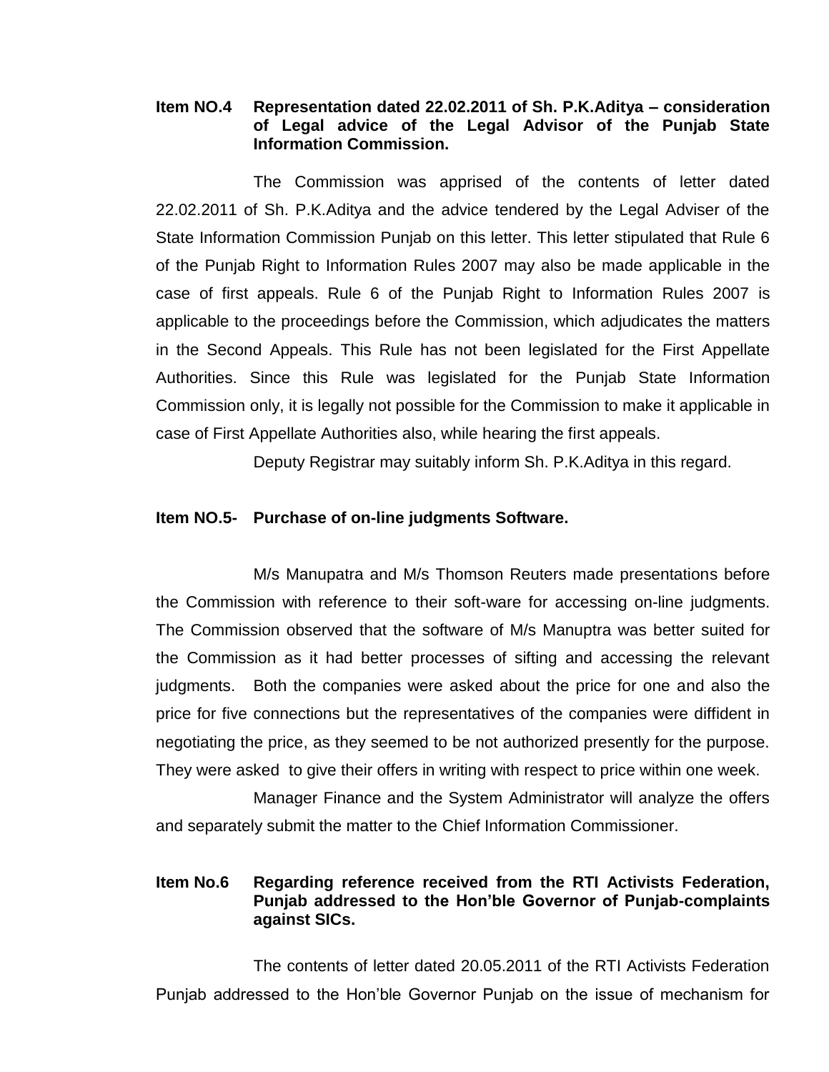**Item NO.4 Representation dated 22.02.2011 of Sh. P.K.Aditya – consideration of Legal advice of the Legal Advisor of the Punjab State Information Commission.**

The Commission was apprised of the contents of letter dated 22.02.2011 of Sh. P.K.Aditya and the advice tendered by the Legal Adviser of the State Information Commission Punjab on this letter. This letter stipulated that Rule 6 of the Punjab Right to Information Rules 2007 may also be made applicable in the case of first appeals. Rule 6 of the Punjab Right to Information Rules 2007 is applicable to the proceedings before the Commission, which adjudicates the matters in the Second Appeals. This Rule has not been legislated for the First Appellate Authorities. Since this Rule was legislated for the Punjab State Information Commission only, it is legally not possible for the Commission to make it applicable in case of First Appellate Authorities also, while hearing the first appeals.

Deputy Registrar may suitably inform Sh. P.K.Aditya in this regard.

**Item NO.5- Purchase of on-line judgments Software.**

M/s Manupatra and M/s Thomson Reuters made presentations before the Commission with reference to their soft-ware for accessing on-line judgments. The Commission observed that the software of M/s Manuptra was better suited for the Commission as it had better processes of sifting and accessing the relevant judgments. Both the companies were asked about the price for one and also the price for five connections but the representatives of the companies were diffident in negotiating the price, as they seemed to be not authorized presently for the purpose. They were asked to give their offers in writing with respect to price within one week.

Manager Finance and the System Administrator will analyze the offers and separately submit the matter to the Chief Information Commissioner.

**Item No.6 Regarding reference received from the RTI Activists Federation, Punjab addressed to the Hon'ble Governor of Punjab-complaints against SICs.**

The contents of letter dated 20.05.2011 of the RTI Activists Federation Punjab addressed to the Hon'ble Governor Punjab on the issue of mechanism for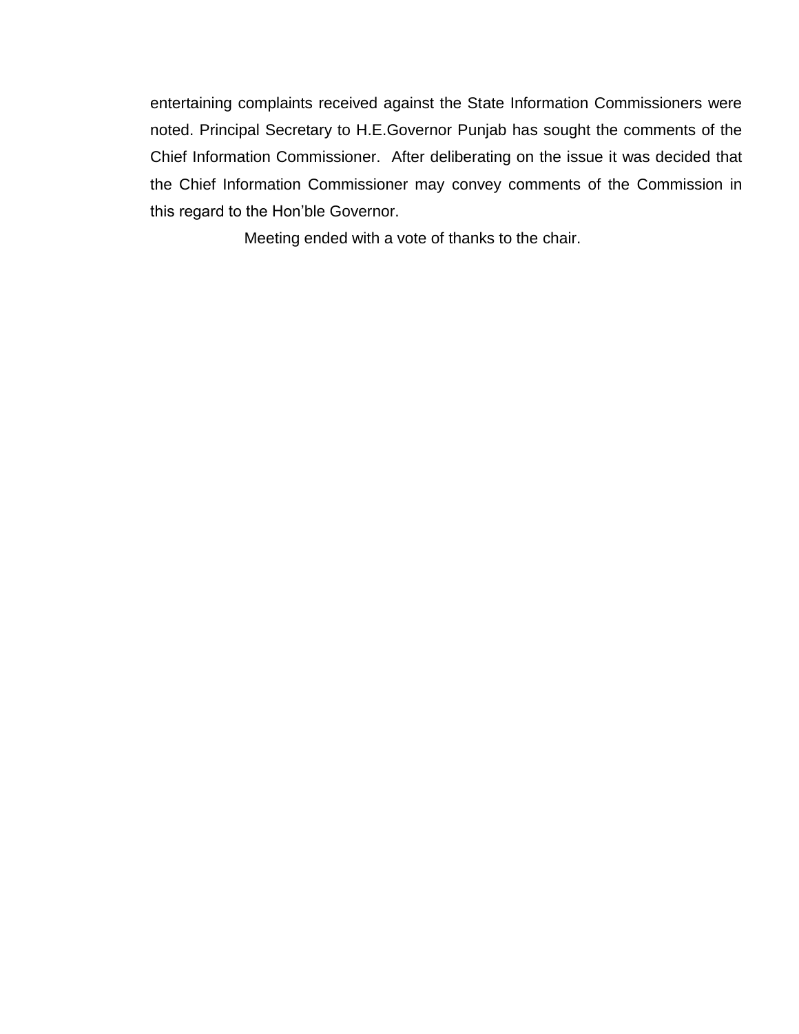entertaining complaints received against the State Information Commissioners were noted. Principal Secretary to H.E.Governor Punjab has sought the comments of the Chief Information Commissioner. After deliberating on the issue it was decided that the Chief Information Commissioner may convey comments of the Commission in this regard to the Hon'ble Governor.

Meeting ended with a vote of thanks to the chair.